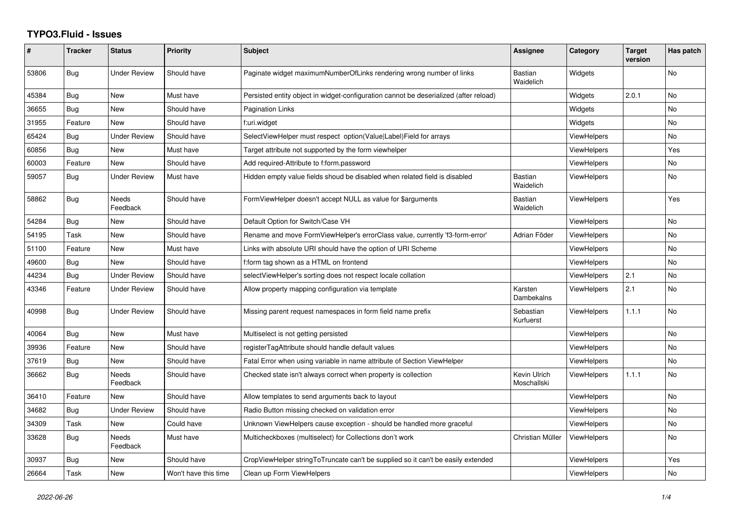# TYPO3.Fluid - Issues

| # | Tracker | Status | Priority | Subject | Assignee | Category | Target version | Has patch |
|---|---|---|---|---|---|---|---|---|
| 53806 | Bug | Under Review | Should have | Paginate widget maximumNumberOfLinks rendering wrong number of links | Bastian Waidelich | Widgets | | No |
| 45384 | Bug | New | Must have | Persisted entity object in widget-configuration cannot be deserialized (after reload) | | Widgets | 2.0.1 | No |
| 36655 | Bug | New | Should have | Pagination Links | | Widgets | | No |
| 31955 | Feature | New | Should have | f:uri.widget | | Widgets | | No |
| 65424 | Bug | Under Review | Should have | SelectViewHelper must respect option(Value\|Label)Field for arrays | | ViewHelpers | | No |
| 60856 | Bug | New | Must have | Target attribute not supported by the form viewhelper | | ViewHelpers | | Yes |
| 60003 | Feature | New | Should have | Add required-Attribute to f:form.password | | ViewHelpers | | No |
| 59057 | Bug | Under Review | Must have | Hidden empty value fields shoud be disabled when related field is disabled | Bastian Waidelich | ViewHelpers | | No |
| 58862 | Bug | Needs Feedback | Should have | FormViewHelper doesn't accept NULL as value for $arguments | Bastian Waidelich | ViewHelpers | | Yes |
| 54284 | Bug | New | Should have | Default Option for Switch/Case VH | | ViewHelpers | | No |
| 54195 | Task | New | Should have | Rename and move FormViewHelper's errorClass value, currently 'f3-form-error' | Adrian Föder | ViewHelpers | | No |
| 51100 | Feature | New | Must have | Links with absolute URI should have the option of URI Scheme | | ViewHelpers | | No |
| 49600 | Bug | New | Should have | f:form tag shown as a HTML on frontend | | ViewHelpers | | No |
| 44234 | Bug | Under Review | Should have | selectViewHelper's sorting does not respect locale collation | | ViewHelpers | 2.1 | No |
| 43346 | Feature | Under Review | Should have | Allow property mapping configuration via template | Karsten Dambekalns | ViewHelpers | 2.1 | No |
| 40998 | Bug | Under Review | Should have | Missing parent request namespaces in form field name prefix | Sebastian Kurfuerst | ViewHelpers | 1.1.1 | No |
| 40064 | Bug | New | Must have | Multiselect is not getting persisted | | ViewHelpers | | No |
| 39936 | Feature | New | Should have | registerTagAttribute should handle default values | | ViewHelpers | | No |
| 37619 | Bug | New | Should have | Fatal Error when using variable in name attribute of Section ViewHelper | | ViewHelpers | | No |
| 36662 | Bug | Needs Feedback | Should have | Checked state isn't always correct when property is collection | Kevin Ulrich Moschallski | ViewHelpers | 1.1.1 | No |
| 36410 | Feature | New | Should have | Allow templates to send arguments back to layout | | ViewHelpers | | No |
| 34682 | Bug | Under Review | Should have | Radio Button missing checked on validation error | | ViewHelpers | | No |
| 34309 | Task | New | Could have | Unknown ViewHelpers cause exception - should be handled more graceful | | ViewHelpers | | No |
| 33628 | Bug | Needs Feedback | Must have | Multicheckboxes (multiselect) for Collections don't work | Christian Müller | ViewHelpers | | No |
| 30937 | Bug | New | Should have | CropViewHelper stringToTruncate can't be supplied so it can't be easily extended | | ViewHelpers | | Yes |
| 26664 | Task | New | Won't have this time | Clean up Form ViewHelpers | | ViewHelpers | | No |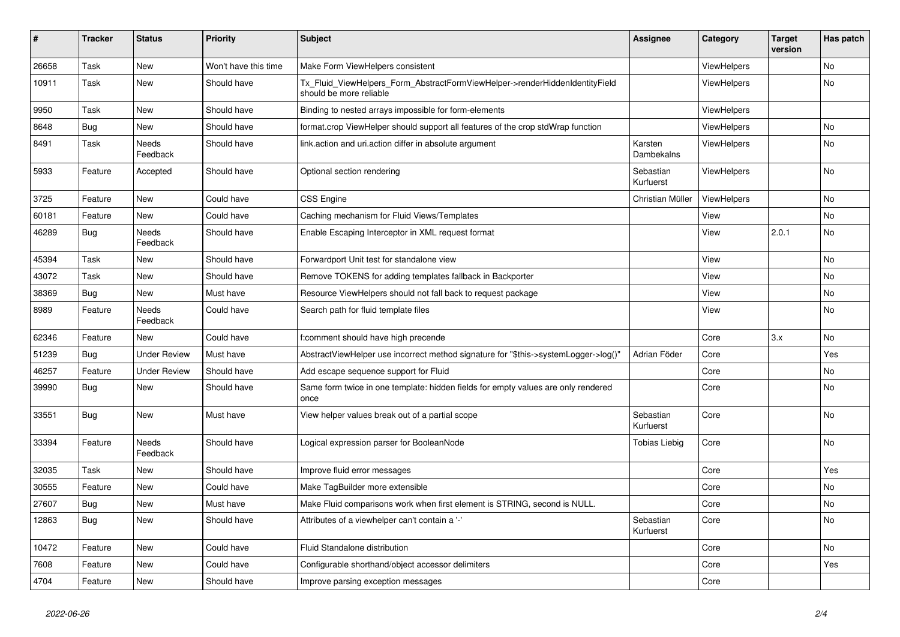| # | Tracker | Status | Priority | Subject | Assignee | Category | Target version | Has patch |
|---|---|---|---|---|---|---|---|---|
| 26658 | Task | New | Won't have this time | Make Form ViewHelpers consistent | | ViewHelpers | | No |
| 10911 | Task | New | Should have | Tx_Fluid_ViewHelpers_Form_AbstractFormViewHelper->renderHiddenIdentityField should be more reliable | | ViewHelpers | | No |
| 9950 | Task | New | Should have | Binding to nested arrays impossible for form-elements | | ViewHelpers | | |
| 8648 | Bug | New | Should have | format.crop ViewHelper should support all features of the crop stdWrap function | | ViewHelpers | | No |
| 8491 | Task | Needs Feedback | Should have | link.action and uri.action differ in absolute argument | Karsten Dambekalns | ViewHelpers | | No |
| 5933 | Feature | Accepted | Should have | Optional section rendering | Sebastian Kurfuerst | ViewHelpers | | No |
| 3725 | Feature | New | Could have | CSS Engine | Christian Müller | ViewHelpers | | No |
| 60181 | Feature | New | Could have | Caching mechanism for Fluid Views/Templates | | View | | No |
| 46289 | Bug | Needs Feedback | Should have | Enable Escaping Interceptor in XML request format | | View | 2.0.1 | No |
| 45394 | Task | New | Should have | Forwardport Unit test for standalone view | | View | | No |
| 43072 | Task | New | Should have | Remove TOKENS for adding templates fallback in Backporter | | View | | No |
| 38369 | Bug | New | Must have | Resource ViewHelpers should not fall back to request package | | View | | No |
| 8989 | Feature | Needs Feedback | Could have | Search path for fluid template files | | View | | No |
| 62346 | Feature | New | Could have | f:comment should have high precende | | Core | 3.x | No |
| 51239 | Bug | Under Review | Must have | AbstractViewHelper use incorrect method signature for "$this->systemLogger->log()" | Adrian Föder | Core | | Yes |
| 46257 | Feature | Under Review | Should have | Add escape sequence support for Fluid | | Core | | No |
| 39990 | Bug | New | Should have | Same form twice in one template: hidden fields for empty values are only rendered once | | Core | | No |
| 33551 | Bug | New | Must have | View helper values break out of a partial scope | Sebastian Kurfuerst | Core | | No |
| 33394 | Feature | Needs Feedback | Should have | Logical expression parser for BooleanNode | Tobias Liebig | Core | | No |
| 32035 | Task | New | Should have | Improve fluid error messages | | Core | | Yes |
| 30555 | Feature | New | Could have | Make TagBuilder more extensible | | Core | | No |
| 27607 | Bug | New | Must have | Make Fluid comparisons work when first element is STRING, second is NULL. | | Core | | No |
| 12863 | Bug | New | Should have | Attributes of a viewhelper can't contain a '-' | Sebastian Kurfuerst | Core | | No |
| 10472 | Feature | New | Could have | Fluid Standalone distribution | | Core | | No |
| 7608 | Feature | New | Could have | Configurable shorthand/object accessor delimiters | | Core | | Yes |
| 4704 | Feature | New | Should have | Improve parsing exception messages | | Core | | |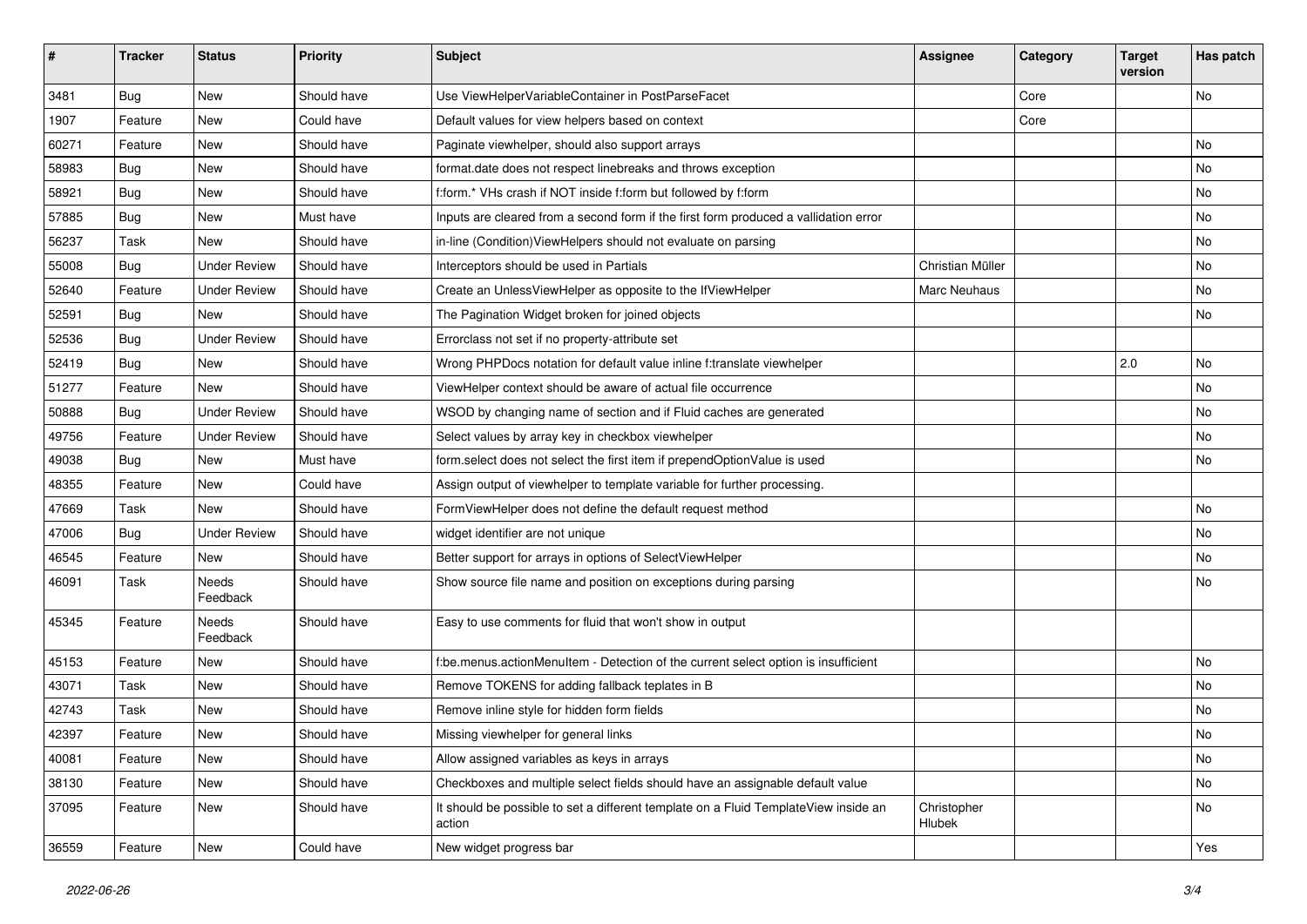| # | Tracker | Status | Priority | Subject | Assignee | Category | Target version | Has patch |
|---|---|---|---|---|---|---|---|---|
| 3481 | Bug | New | Should have | Use ViewHelperVariableContainer in PostParseFacet | | Core | | No |
| 1907 | Feature | New | Could have | Default values for view helpers based on context | | Core | | |
| 60271 | Feature | New | Should have | Paginate viewhelper, should also support arrays | | | | No |
| 58983 | Bug | New | Should have | format.date does not respect linebreaks and throws exception | | | | No |
| 58921 | Bug | New | Should have | f:form.* VHs crash if NOT inside f:form but followed by f:form | | | | No |
| 57885 | Bug | New | Must have | Inputs are cleared from a second form if the first form produced a vallidation error | | | | No |
| 56237 | Task | New | Should have | in-line (Condition)ViewHelpers should not evaluate on parsing | | | | No |
| 55008 | Bug | Under Review | Should have | Interceptors should be used in Partials | Christian Müller | | | No |
| 52640 | Feature | Under Review | Should have | Create an UnlessViewHelper as opposite to the IfViewHelper | Marc Neuhaus | | | No |
| 52591 | Bug | New | Should have | The Pagination Widget broken for joined objects | | | | No |
| 52536 | Bug | Under Review | Should have | Errorclass not set if no property-attribute set | | | | |
| 52419 | Bug | New | Should have | Wrong PHPDocs notation for default value inline f:translate viewhelper | | | 2.0 | No |
| 51277 | Feature | New | Should have | ViewHelper context should be aware of actual file occurrence | | | | No |
| 50888 | Bug | Under Review | Should have | WSOD by changing name of section and if Fluid caches are generated | | | | No |
| 49756 | Feature | Under Review | Should have | Select values by array key in checkbox viewhelper | | | | No |
| 49038 | Bug | New | Must have | form.select does not select the first item if prependOptionValue is used | | | | No |
| 48355 | Feature | New | Could have | Assign output of viewhelper to template variable for further processing. | | | | |
| 47669 | Task | New | Should have | FormViewHelper does not define the default request method | | | | No |
| 47006 | Bug | Under Review | Should have | widget identifier are not unique | | | | No |
| 46545 | Feature | New | Should have | Better support for arrays in options of SelectViewHelper | | | | No |
| 46091 | Task | Needs Feedback | Should have | Show source file name and position on exceptions during parsing | | | | No |
| 45345 | Feature | Needs Feedback | Should have | Easy to use comments for fluid that won't show in output | | | | |
| 45153 | Feature | New | Should have | f:be.menus.actionMenuItem - Detection of the current select option is insufficient | | | | No |
| 43071 | Task | New | Should have | Remove TOKENS for adding fallback teplates in B | | | | No |
| 42743 | Task | New | Should have | Remove inline style for hidden form fields | | | | No |
| 42397 | Feature | New | Should have | Missing viewhelper for general links | | | | No |
| 40081 | Feature | New | Should have | Allow assigned variables as keys in arrays | | | | No |
| 38130 | Feature | New | Should have | Checkboxes and multiple select fields should have an assignable default value | | | | No |
| 37095 | Feature | New | Should have | It should be possible to set a different template on a Fluid TemplateView inside an action | Christopher Hlubek | | | No |
| 36559 | Feature | New | Could have | New widget progress bar | | | | Yes |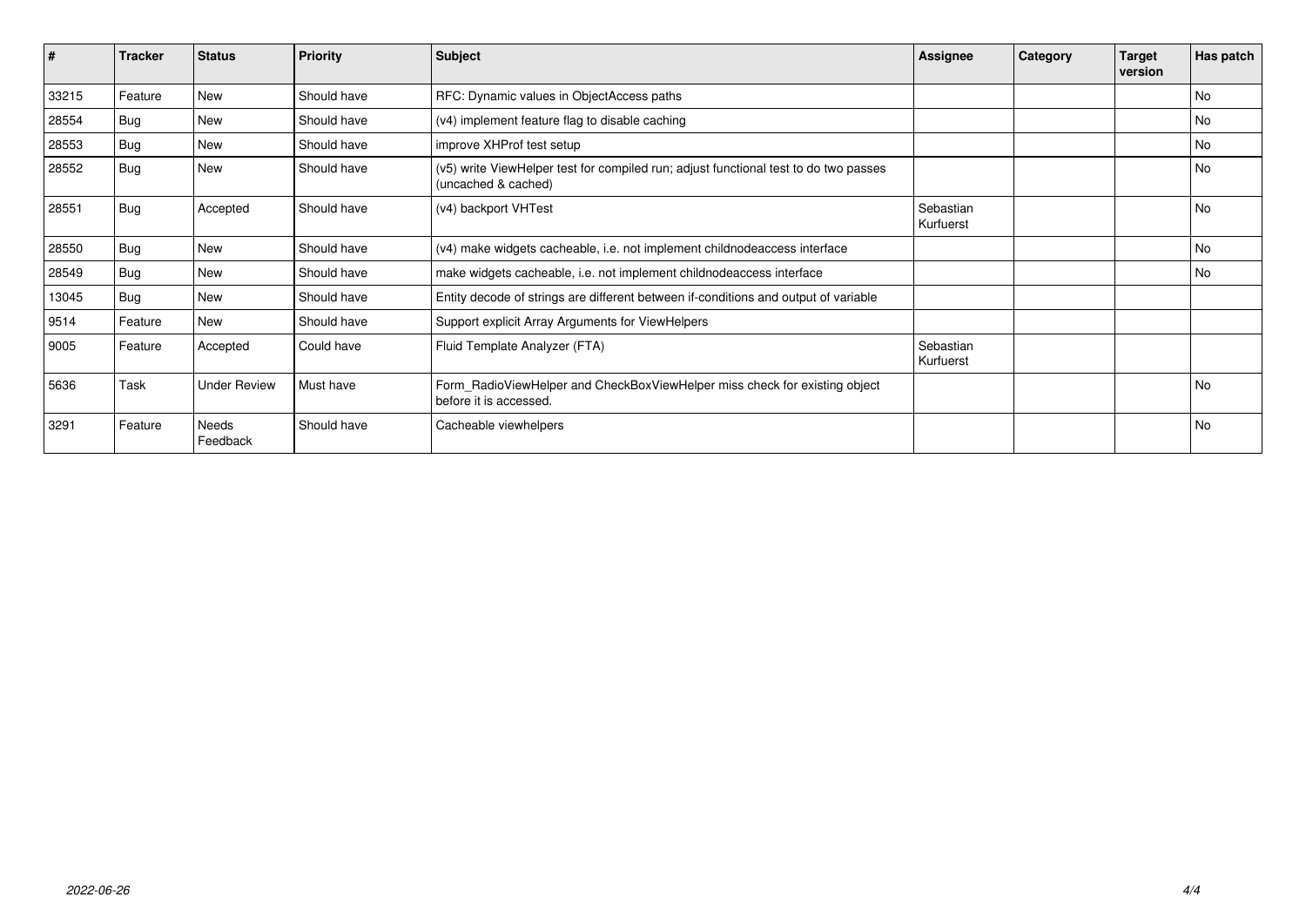| # | Tracker | Status | Priority | Subject | Assignee | Category | Target version | Has patch |
|---|---|---|---|---|---|---|---|---|
| 33215 | Feature | New | Should have | RFC: Dynamic values in ObjectAccess paths | | | | No |
| 28554 | Bug | New | Should have | (v4) implement feature flag to disable caching | | | | No |
| 28553 | Bug | New | Should have | improve XHProf test setup | | | | No |
| 28552 | Bug | New | Should have | (v5) write ViewHelper test for compiled run; adjust functional test to do two passes (uncached & cached) | | | | No |
| 28551 | Bug | Accepted | Should have | (v4) backport VHTest | Sebastian Kurfuerst | | | No |
| 28550 | Bug | New | Should have | (v4) make widgets cacheable, i.e. not implement childnodeaccess interface | | | | No |
| 28549 | Bug | New | Should have | make widgets cacheable, i.e. not implement childnodeaccess interface | | | | No |
| 13045 | Bug | New | Should have | Entity decode of strings are different between if-conditions and output of variable | | | | |
| 9514 | Feature | New | Should have | Support explicit Array Arguments for ViewHelpers | | | | |
| 9005 | Feature | Accepted | Could have | Fluid Template Analyzer (FTA) | Sebastian Kurfuerst | | | |
| 5636 | Task | Under Review | Must have | Form_RadioViewHelper and CheckBoxViewHelper miss check for existing object before it is accessed. | | | | No |
| 3291 | Feature | Needs Feedback | Should have | Cacheable viewhelpers | | | | No |